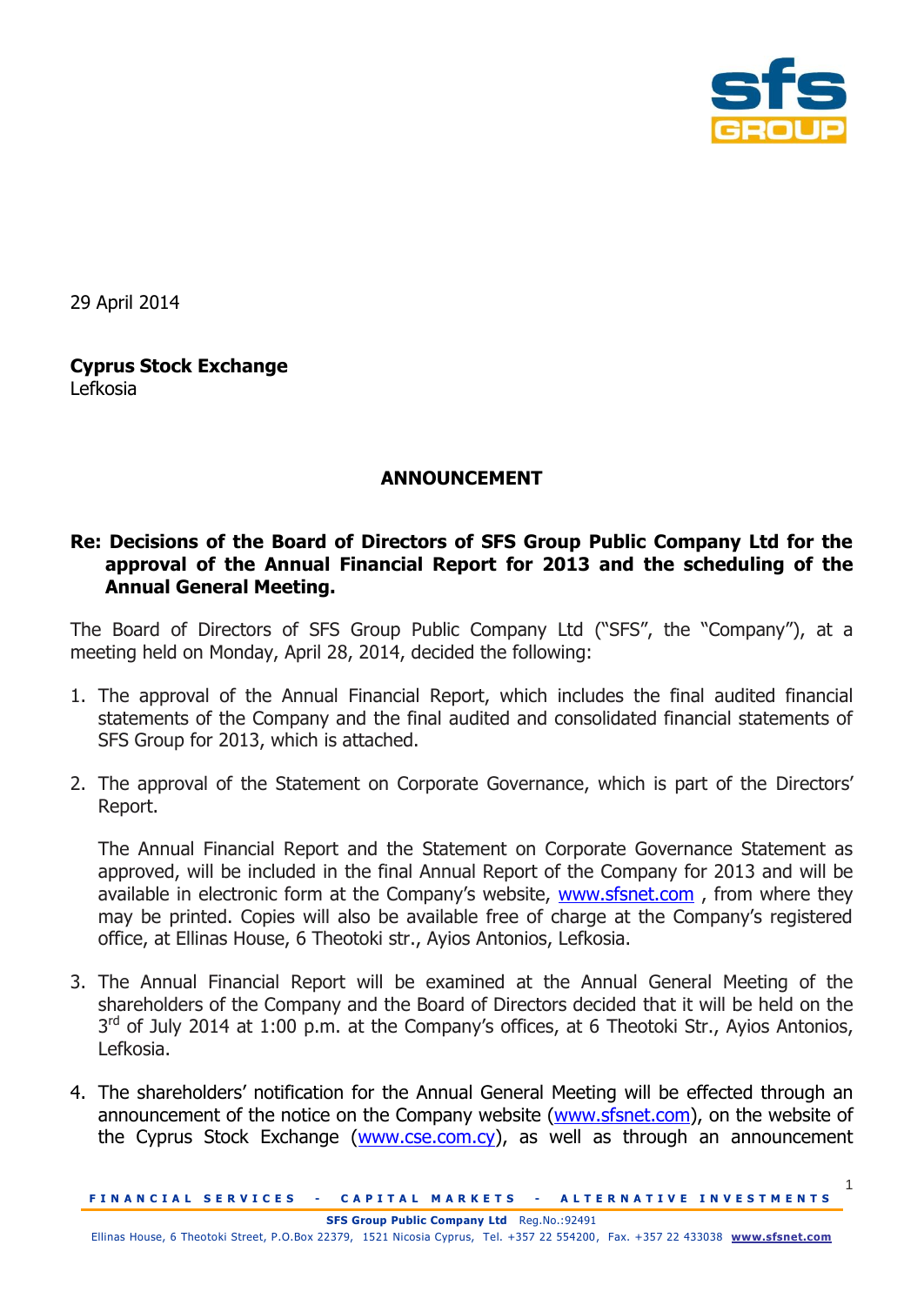29 April 2014

**Cyprus Stock Exchange**
Lefkosia

## ANNOUNCEMENT

**Re: Decisions of the Board of Directors of SFS Group Public Company Ltd for the approval of the Annual Financial Report for 2013 and the scheduling of the Annual General Meeting.**

The Board of Directors of SFS Group Public Company Ltd ("SFS", the "Company"), at a meeting held on Monday, April 28, 2014, decided the following:

1. The approval of the Annual Financial Report, which includes the final audited financial statements of the Company and the final audited and consolidated financial statements of SFS Group for 2013, which is attached.

2. The approval of the Statement on Corporate Governance, which is part of the Directors' Report.

   The Annual Financial Report and the Statement on Corporate Governance Statement as approved, will be included in the final Annual Report of the Company for 2013 and will be available in electronic form at the Company's website, www.sfsnet.com , from where they may be printed. Copies will also be available free of charge at the Company's registered office, at Ellinas House, 6 Theotoki str., Ayios Antonios, Lefkosia.

3. The Annual Financial Report will be examined at the Annual General Meeting of the shareholders of the Company and the Board of Directors decided that it will be held on the 3rd of July 2014 at 1:00 p.m. at the Company's offices, at 6 Theotoki Str., Ayios Antonios, Lefkosia.

4. The shareholders' notification for the Annual General Meeting will be effected through an announcement of the notice on the Company website (www.sfsnet.com), on the website of the Cyprus Stock Exchange (www.cse.com.cy), as well as through an announcement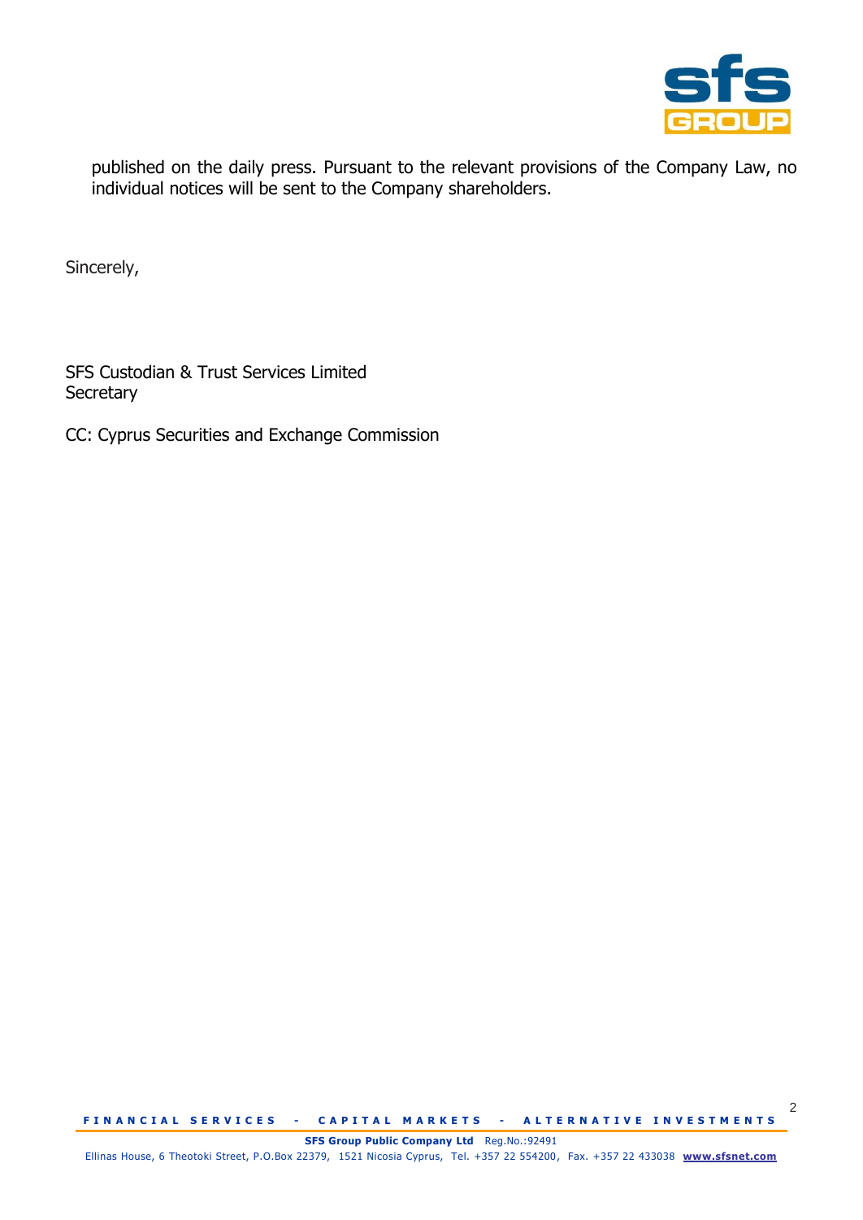published on the daily press. Pursuant to the relevant provisions of the Company Law, no individual notices will be sent to the Company shareholders.

Sincerely,

SFS Custodian & Trust Services Limited
Secretary

CC: Cyprus Securities and Exchange Commission